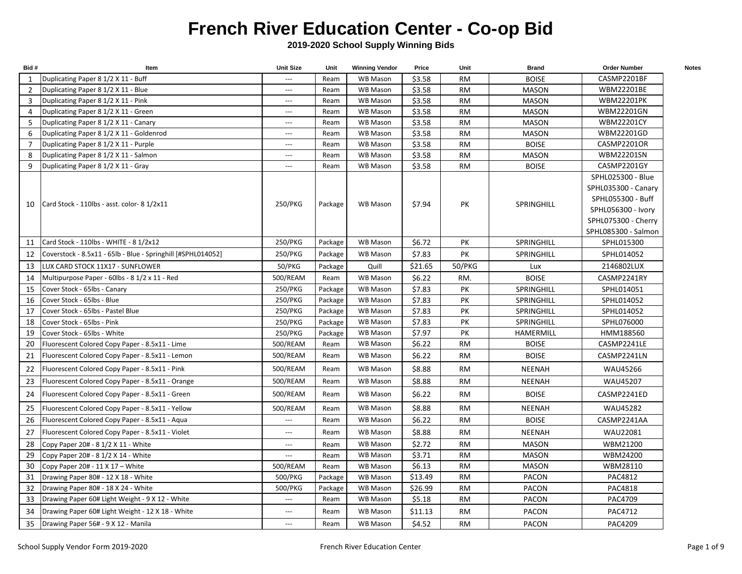# French River Education Center - Co-op Bid

## 2019-2020 School Supply Winning Bids

| Bid # | Item | Unit Size | Unit | Winning Vendor | Price | Unit | Brand | Order Number | Notes |
|---|---|---|---|---|---|---|---|---|---|
| 1 | Duplicating Paper 8 1/2 X 11 - Buff | --- | Ream | WB Mason | $3.58 | RM | BOISE | CASMP2201BF | |
| 2 | Duplicating Paper 8 1/2 X 11 - Blue | --- | Ream | WB Mason | $3.58 | RM | MASON | WBM22201BE | |
| 3 | Duplicating Paper 8 1/2 X 11 - Pink | --- | Ream | WB Mason | $3.58 | RM | MASON | WBM22201PK | |
| 4 | Duplicating Paper 8 1/2 X 11 - Green | --- | Ream | WB Mason | $3.58 | RM | MASON | WBM22201GN | |
| 5 | Duplicating Paper 8 1/2 X 11 - Canary | --- | Ream | WB Mason | $3.58 | RM | MASON | WBM22201CY | |
| 6 | Duplicating Paper 8 1/2 X 11 - Goldenrod | --- | Ream | WB Mason | $3.58 | RM | MASON | WBM22201GD | |
| 7 | Duplicating Paper 8 1/2 X 11 - Purple | --- | Ream | WB Mason | $3.58 | RM | BOISE | CASMP2201OR | |
| 8 | Duplicating Paper 8 1/2 X 11 - Salmon | --- | Ream | WB Mason | $3.58 | RM | MASON | WBM22201SN | |
| 9 | Duplicating Paper 8 1/2 X 11 - Gray | --- | Ream | WB Mason | $3.58 | RM | BOISE | CASMP2201GY | |
| 10 | Card Stock - 110lbs - asst. color- 8 1/2x11 | 250/PKG | Package | WB Mason | $7.94 | PK | SPRINGHILL | SPHL025300 - Blue<br>SPHL035300 - Canary<br>SPHL055300 - Buff<br>SPHL056300 - Ivory<br>SPHL075300 - Cherry<br>SPHL085300 - Salmon | |
| 11 | Card Stock - 110lbs - WHITE - 8 1/2x12 | 250/PKG | Package | WB Mason | $6.72 | PK | SPRINGHILL | SPHL015300 | |
| 12 | Coverstock - 8.5x11 - 65lb - Blue - Springhill [#SPHL014052] | 250/PKG | Package | WB Mason | $7.83 | PK | SPRINGHILL | SPHL014052 | |
| 13 | LUX CARD STOCK 11X17 - SUNFLOWER | 50/PKG | Package | Quill | $21.65 | 50/PKG | Lux | 2146802LUX | |
| 14 | Multipurpose Paper - 60lbs - 8 1/2 x 11 - Red | 500/REAM | Ream | WB Mason | $6.22 | RM. | BOISE | CASMP2241RY | |
| 15 | Cover Stock - 65lbs - Canary | 250/PKG | Package | WB Mason | $7.83 | PK | SPRINGHILL | SPHL014051 | |
| 16 | Cover Stock - 65lbs - Blue | 250/PKG | Package | WB Mason | $7.83 | PK | SPRINGHILL | SPHL014052 | |
| 17 | Cover Stock - 65lbs - Pastel Blue | 250/PKG | Package | WB Mason | $7.83 | PK | SPRINGHILL | SPHL014052 | |
| 18 | Cover Stock - 65lbs - Pink | 250/PKG | Package | WB Mason | $7.83 | PK | SPRINGHILL | SPHL076000 | |
| 19 | Cover Stock - 65lbs - White | 250/PKG | Package | WB Mason | $7.97 | PK | HAMERMILL | HMM188560 | |
| 20 | Fluorescent Colored Copy Paper - 8.5x11 - Lime | 500/REAM | Ream | WB Mason | $6.22 | RM | BOISE | CASMP2241LE | |
| 21 | Fluorescent Colored Copy Paper - 8.5x11 - Lemon | 500/REAM | Ream | WB Mason | $6.22 | RM | BOISE | CASMP2241LN | |
| 22 | Fluorescent Colored Copy Paper - 8.5x11 - Pink | 500/REAM | Ream | WB Mason | $8.88 | RM | NEENAH | WAU45266 | |
| 23 | Fluorescent Colored Copy Paper - 8.5x11 - Orange | 500/REAM | Ream | WB Mason | $8.88 | RM | NEENAH | WAU45207 | |
| 24 | Fluorescent Colored Copy Paper - 8.5x11 - Green | 500/REAM | Ream | WB Mason | $6.22 | RM | BOISE | CASMP2241ED | |
| 25 | Fluorescent Colored Copy Paper - 8.5x11 - Yellow | 500/REAM | Ream | WB Mason | $8.88 | RM | NEENAH | WAU45282 | |
| 26 | Fluorescent Colored Copy Paper - 8.5x11 - Aqua | --- | Ream | WB Mason | $6.22 | RM | BOISE | CASMP2241AA | |
| 27 | Fluorescent Colored Copy Paper - 8.5x11 - Violet | --- | Ream | WB Mason | $8.88 | RM | NEENAH | WAU22081 | |
| 28 | Copy Paper 20# - 8 1/2 X 11 - White | --- | Ream | WB Mason | $2.72 | RM | MASON | WBM21200 | |
| 29 | Copy Paper 20# - 8 1/2 X 14 - White | --- | Ream | WB Mason | $3.71 | RM | MASON | WBM24200 | |
| 30 | Copy Paper 20# - 11 X 17 – White | 500/REAM | Ream | WB Mason | $6.13 | RM | MASON | WBM28110 | |
| 31 | Drawing Paper 80# - 12 X 18 - White | 500/PKG | Package | WB Mason | $13.49 | RM | PACON | PAC4812 | |
| 32 | Drawing Paper 80# - 18 X 24 - White | 500/PKG | Package | WB Mason | $26.99 | RM | PACON | PAC4818 | |
| 33 | Drawing Paper 60# Light Weight - 9 X 12 - White | --- | Ream | WB Mason | $5.18 | RM | PACON | PAC4709 | |
| 34 | Drawing Paper 60# Light Weight - 12 X 18 - White | --- | Ream | WB Mason | $11.13 | RM | PACON | PAC4712 | |
| 35 | Drawing Paper 56# - 9 X 12 - Manila | --- | Ream | WB Mason | $4.52 | RM | PACON | PAC4209 | |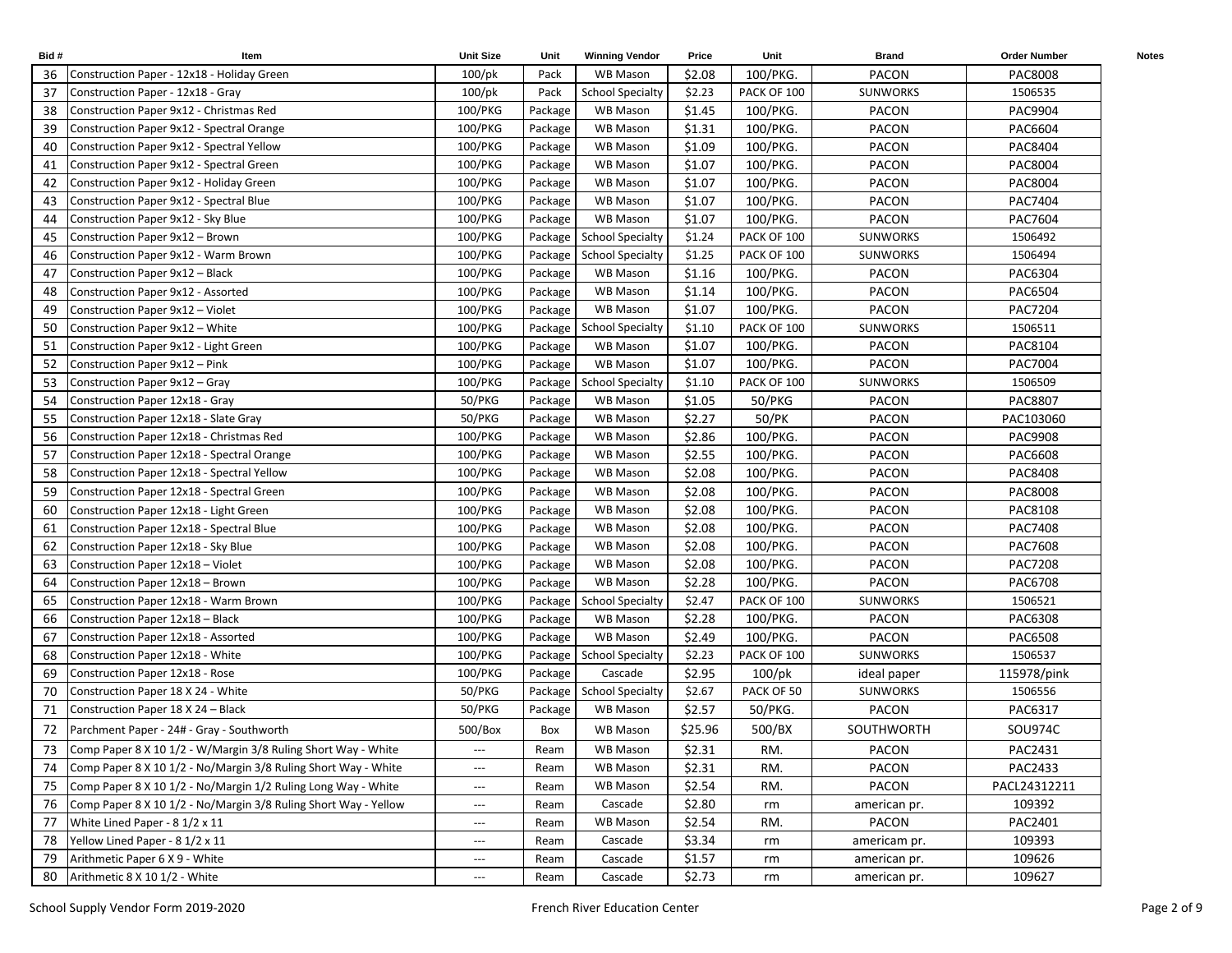| Bid # | Item | Unit Size | Unit | Winning Vendor | Price | Unit | Brand | Order Number | Notes |
|---|---|---|---|---|---|---|---|---|---|
| 36 | Construction Paper - 12x18 - Holiday Green | 100/pk | Pack | WB Mason | $2.08 | 100/PKG. | PACON | PAC8008 | |
| 37 | Construction Paper - 12x18 - Gray | 100/pk | Pack | School Specialty | $2.23 | PACK OF 100 | SUNWORKS | 1506535 | |
| 38 | Construction Paper 9x12 - Christmas Red | 100/PKG | Package | WB Mason | $1.45 | 100/PKG. | PACON | PAC9904 | |
| 39 | Construction Paper 9x12 - Spectral Orange | 100/PKG | Package | WB Mason | $1.31 | 100/PKG. | PACON | PAC6604 | |
| 40 | Construction Paper 9x12 - Spectral Yellow | 100/PKG | Package | WB Mason | $1.09 | 100/PKG. | PACON | PAC8404 | |
| 41 | Construction Paper 9x12 - Spectral Green | 100/PKG | Package | WB Mason | $1.07 | 100/PKG. | PACON | PAC8004 | |
| 42 | Construction Paper 9x12 - Holiday Green | 100/PKG | Package | WB Mason | $1.07 | 100/PKG. | PACON | PAC8004 | |
| 43 | Construction Paper 9x12 - Spectral Blue | 100/PKG | Package | WB Mason | $1.07 | 100/PKG. | PACON | PAC7404 | |
| 44 | Construction Paper 9x12 - Sky Blue | 100/PKG | Package | WB Mason | $1.07 | 100/PKG. | PACON | PAC7604 | |
| 45 | Construction Paper 9x12 – Brown | 100/PKG | Package | School Specialty | $1.24 | PACK OF 100 | SUNWORKS | 1506492 | |
| 46 | Construction Paper 9x12 - Warm Brown | 100/PKG | Package | School Specialty | $1.25 | PACK OF 100 | SUNWORKS | 1506494 | |
| 47 | Construction Paper 9x12 – Black | 100/PKG | Package | WB Mason | $1.16 | 100/PKG. | PACON | PAC6304 | |
| 48 | Construction Paper 9x12 - Assorted | 100/PKG | Package | WB Mason | $1.14 | 100/PKG. | PACON | PAC6504 | |
| 49 | Construction Paper 9x12 – Violet | 100/PKG | Package | WB Mason | $1.07 | 100/PKG. | PACON | PAC7204 | |
| 50 | Construction Paper 9x12 – White | 100/PKG | Package | School Specialty | $1.10 | PACK OF 100 | SUNWORKS | 1506511 | |
| 51 | Construction Paper 9x12 - Light Green | 100/PKG | Package | WB Mason | $1.07 | 100/PKG. | PACON | PAC8104 | |
| 52 | Construction Paper 9x12 – Pink | 100/PKG | Package | WB Mason | $1.07 | 100/PKG. | PACON | PAC7004 | |
| 53 | Construction Paper 9x12 – Gray | 100/PKG | Package | School Specialty | $1.10 | PACK OF 100 | SUNWORKS | 1506509 | |
| 54 | Construction Paper 12x18 - Gray | 50/PKG | Package | WB Mason | $1.05 | 50/PKG | PACON | PAC8807 | |
| 55 | Construction Paper 12x18 - Slate Gray | 50/PKG | Package | WB Mason | $2.27 | 50/PK | PACON | PAC103060 | |
| 56 | Construction Paper 12x18 - Christmas Red | 100/PKG | Package | WB Mason | $2.86 | 100/PKG. | PACON | PAC9908 | |
| 57 | Construction Paper 12x18 - Spectral Orange | 100/PKG | Package | WB Mason | $2.55 | 100/PKG. | PACON | PAC6608 | |
| 58 | Construction Paper 12x18 - Spectral Yellow | 100/PKG | Package | WB Mason | $2.08 | 100/PKG. | PACON | PAC8408 | |
| 59 | Construction Paper 12x18 - Spectral Green | 100/PKG | Package | WB Mason | $2.08 | 100/PKG. | PACON | PAC8008 | |
| 60 | Construction Paper 12x18 - Light Green | 100/PKG | Package | WB Mason | $2.08 | 100/PKG. | PACON | PAC8108 | |
| 61 | Construction Paper 12x18 - Spectral Blue | 100/PKG | Package | WB Mason | $2.08 | 100/PKG. | PACON | PAC7408 | |
| 62 | Construction Paper 12x18 - Sky Blue | 100/PKG | Package | WB Mason | $2.08 | 100/PKG. | PACON | PAC7608 | |
| 63 | Construction Paper 12x18 – Violet | 100/PKG | Package | WB Mason | $2.08 | 100/PKG. | PACON | PAC7208 | |
| 64 | Construction Paper 12x18 – Brown | 100/PKG | Package | WB Mason | $2.28 | 100/PKG. | PACON | PAC6708 | |
| 65 | Construction Paper 12x18 - Warm Brown | 100/PKG | Package | School Specialty | $2.47 | PACK OF 100 | SUNWORKS | 1506521 | |
| 66 | Construction Paper 12x18 – Black | 100/PKG | Package | WB Mason | $2.28 | 100/PKG. | PACON | PAC6308 | |
| 67 | Construction Paper 12x18 - Assorted | 100/PKG | Package | WB Mason | $2.49 | 100/PKG. | PACON | PAC6508 | |
| 68 | Construction Paper 12x18 - White | 100/PKG | Package | School Specialty | $2.23 | PACK OF 100 | SUNWORKS | 1506537 | |
| 69 | Construction Paper 12x18 - Rose | 100/PKG | Package | Cascade | $2.95 | 100/pk | ideal paper | 115978/pink | |
| 70 | Construction Paper 18 X 24 - White | 50/PKG | Package | School Specialty | $2.67 | PACK OF 50 | SUNWORKS | 1506556 | |
| 71 | Construction Paper 18 X 24 – Black | 50/PKG | Package | WB Mason | $2.57 | 50/PKG. | PACON | PAC6317 | |
| 72 | Parchment Paper - 24# - Gray - Southworth | 500/Box | Box | WB Mason | $25.96 | 500/BX | SOUTHWORTH | SOU974C | |
| 73 | Comp Paper 8 X 10 1/2 - W/Margin 3/8 Ruling Short Way - White | --- | Ream | WB Mason | $2.31 | RM. | PACON | PAC2431 | |
| 74 | Comp Paper 8 X 10 1/2 - No/Margin 3/8 Ruling Short Way - White | --- | Ream | WB Mason | $2.31 | RM. | PACON | PAC2433 | |
| 75 | Comp Paper 8 X 10 1/2 - No/Margin 1/2 Ruling Long Way - White | --- | Ream | WB Mason | $2.54 | RM. | PACON | PACL24312211 | |
| 76 | Comp Paper 8 X 10 1/2 - No/Margin 3/8 Ruling Short Way - Yellow | --- | Ream | Cascade | $2.80 | rm | american pr. | 109392 | |
| 77 | White Lined Paper - 8 1/2 x 11 | --- | Ream | WB Mason | $2.54 | RM. | PACON | PAC2401 | |
| 78 | Yellow Lined Paper - 8 1/2 x 11 | --- | Ream | Cascade | $3.34 | rm | americam pr. | 109393 | |
| 79 | Arithmetic Paper 6 X 9 - White | --- | Ream | Cascade | $1.57 | rm | american pr. | 109626 | |
| 80 | Arithmetic 8 X 10 1/2 - White | --- | Ream | Cascade | $2.73 | rm | american pr. | 109627 | |

School Supply Vendor Form 2019-2020 French River Education Center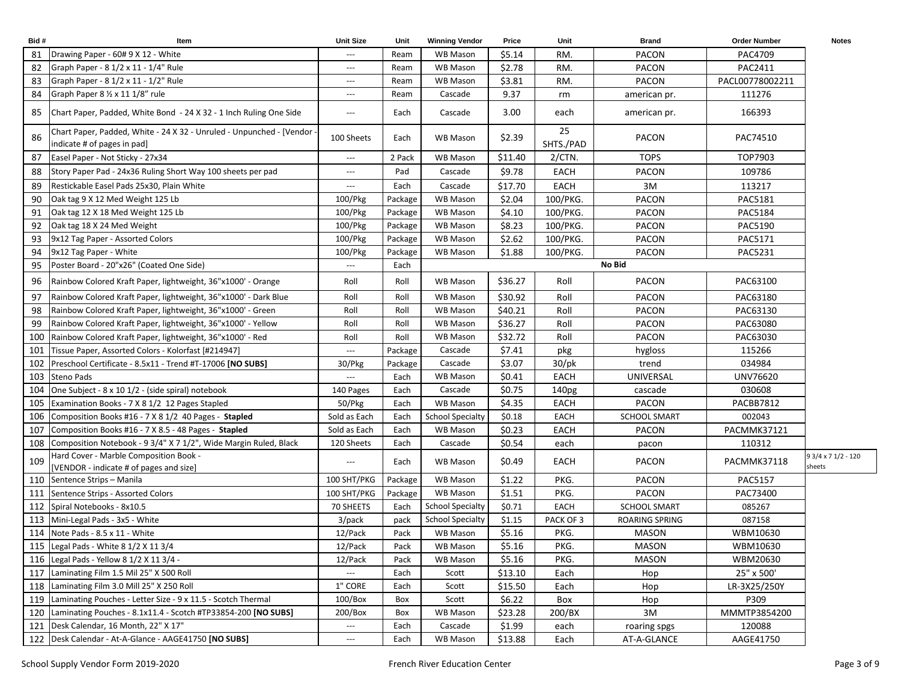| Bid # | Item | Unit Size | Unit | Winning Vendor | Price | Unit | Brand | Order Number | Notes |
|---|---|---|---|---|---|---|---|---|---|
| 81 | Drawing Paper - 60# 9 X 12 - White | --- | Ream | WB Mason | $5.14 | RM. | PACON | PAC4709 | |
| 82 | Graph Paper - 8 1/2 x 11 - 1/4" Rule | --- | Ream | WB Mason | $2.78 | RM. | PACON | PAC2411 | |
| 83 | Graph Paper - 8 1/2 x 11 - 1/2" Rule | --- | Ream | WB Mason | $3.81 | RM. | PACON | PACL00778002211 | |
| 84 | Graph Paper 8 ½ x 11 1/8" rule | --- | Ream | Cascade | 9.37 | rm | american pr. | 111276 | |
| 85 | Chart Paper, Padded, White Bond - 24 X 32 - 1 Inch Ruling One Side | --- | Each | Cascade | 3.00 | each | american pr. | 166393 | |
| 86 | Chart Paper, Padded, White - 24 X 32 - Unruled - Unpunched - [Vendor - indicate # of pages in pad] | 100 Sheets | Each | WB Mason | $2.39 | 25 SHTS./PAD | PACON | PAC74510 | |
| 87 | Easel Paper - Not Sticky - 27x34 | --- | 2 Pack | WB Mason | $11.40 | 2/CTN. | TOPS | TOP7903 | |
| 88 | Story Paper Pad - 24x36 Ruling Short Way 100 sheets per pad | --- | Pad | Cascade | $9.78 | EACH | PACON | 109786 | |
| 89 | Restickable Easel Pads 25x30, Plain White | --- | Each | Cascade | $17.70 | EACH | 3M | 113217 | |
| 90 | Oak tag 9 X 12 Med Weight 125 Lb | 100/Pkg | Package | WB Mason | $2.04 | 100/PKG. | PACON | PAC5181 | |
| 91 | Oak tag 12 X 18 Med Weight 125 Lb | 100/Pkg | Package | WB Mason | $4.10 | 100/PKG. | PACON | PAC5184 | |
| 92 | Oak tag 18 X 24 Med Weight | 100/Pkg | Package | WB Mason | $8.23 | 100/PKG. | PACON | PAC5190 | |
| 93 | 9x12 Tag Paper - Assorted Colors | 100/Pkg | Package | WB Mason | $2.62 | 100/PKG. | PACON | PAC5171 | |
| 94 | 9x12 Tag Paper - White | 100/Pkg | Package | WB Mason | $1.88 | 100/PKG. | PACON | PAC5231 | |
| 95 | Poster Board - 20"x26" (Coated One Side) | --- | Each | **No Bid** | | | | | |
| 96 | Rainbow Colored Kraft Paper, lightweight, 36"x1000' - Orange | Roll | Roll | WB Mason | $36.27 | Roll | PACON | PAC63100 | |
| 97 | Rainbow Colored Kraft Paper, lightweight, 36"x1000' - Dark Blue | Roll | Roll | WB Mason | $30.92 | Roll | PACON | PAC63180 | |
| 98 | Rainbow Colored Kraft Paper, lightweight, 36"x1000' - Green | Roll | Roll | WB Mason | $40.21 | Roll | PACON | PAC63130 | |
| 99 | Rainbow Colored Kraft Paper, lightweight, 36"x1000' - Yellow | Roll | Roll | WB Mason | $36.27 | Roll | PACON | PAC63080 | |
| 100 | Rainbow Colored Kraft Paper, lightweight, 36"x1000' - Red | Roll | Roll | WB Mason | $32.72 | Roll | PACON | PAC63030 | |
| 101 | Tissue Paper, Assorted Colors - Kolorfast [#214947] | --- | Package | Cascade | $7.41 | pkg | hygloss | 115266 | |
| 102 | Preschool Certificate - 8.5x11 - Trend #T-17006 **[NO SUBS]** | 30/Pkg | Package | Cascade | $3.07 | 30/pk | trend | 034984 | |
| 103 | Steno Pads | --- | Each | WB Mason | $0.41 | EACH | UNIVERSAL | UNV76620 | |
| 104 | One Subject - 8 x 10 1/2 - (side spiral) notebook | 140 Pages | Each | Cascade | $0.75 | 140pg | cascade | 030608 | |
| 105 | Examination Books - 7 X 8 1/2 12 Pages Stapled | 50/Pkg | Each | WB Mason | $4.35 | EACH | PACON | PACBB7812 | |
| 106 | Composition Books #16 - 7 X 8 1/2 40 Pages - **Stapled** | Sold as Each | Each | School Specialty | $0.18 | EACH | SCHOOL SMART | 002043 | |
| 107 | Composition Books #16 - 7 X 8.5 - 48 Pages - **Stapled** | Sold as Each | Each | WB Mason | $0.23 | EACH | PACON | PACMMK37121 | |
| 108 | Composition Notebook - 9 3/4" X 7 1/2", Wide Margin Ruled, Black | 120 Sheets | Each | Cascade | $0.54 | each | pacon | 110312 | |
| 109 | Hard Cover - Marble Composition Book - [VENDOR - indicate # of pages and size] | --- | Each | WB Mason | $0.49 | EACH | PACON | PACMMK37118 | 9 3/4 x 7 1/2 - 120 sheets |
| 110 | Sentence Strips – Manila | 100 SHT/PKG | Package | WB Mason | $1.22 | PKG. | PACON | PAC5157 | |
| 111 | Sentence Strips - Assorted Colors | 100 SHT/PKG | Package | WB Mason | $1.51 | PKG. | PACON | PAC73400 | |
| 112 | Spiral Notebooks - 8x10.5 | 70 SHEETS | Each | School Specialty | $0.71 | EACH | SCHOOL SMART | 085267 | |
| 113 | Mini-Legal Pads - 3x5 - White | 3/pack | pack | School Specialty | $1.15 | PACK OF 3 | ROARING SPRING | 087158 | |
| 114 | Note Pads - 8.5 x 11 - White | 12/Pack | Pack | WB Mason | $5.16 | PKG. | MASON | WBM10630 | |
| 115 | Legal Pads - White 8 1/2 X 11 3/4 | 12/Pack | Pack | WB Mason | $5.16 | PKG. | MASON | WBM10630 | |
| 116 | Legal Pads - Yellow 8 1/2 X 11 3/4 - | 12/Pack | Pack | WB Mason | $5.16 | PKG. | MASON | WBM20630 | |
| 117 | Laminating Film 1.5 Mil 25" X 500 Roll | --- | Each | Scott | $13.10 | Each | Hop | 25" x 500' | |
| 118 | Laminating Film 3.0 Mill 25" X 250 Roll | 1" CORE | Each | Scott | $15.50 | Each | Hop | LR-3X25/250Y | |
| 119 | Laminating Pouches - Letter Size - 9 x 11.5 - Scotch Thermal | 100/Box | Box | Scott | $6.22 | Box | Hop | P309 | |
| 120 | Laminating Pouches - 8.1x11.4 - Scotch #TP33854-200 **[NO SUBS]** | 200/Box | Box | WB Mason | $23.28 | 200/BX | 3M | MMMTP3854200 | |
| 121 | Desk Calendar, 16 Month, 22" X 17" | --- | Each | Cascade | $1.99 | each | roaring spgs | 120088 | |
| 122 | Desk Calendar - At-A-Glance - AAGE41750 **[NO SUBS]** | --- | Each | WB Mason | $13.88 | Each | AT-A-GLANCE | AAGE41750 | |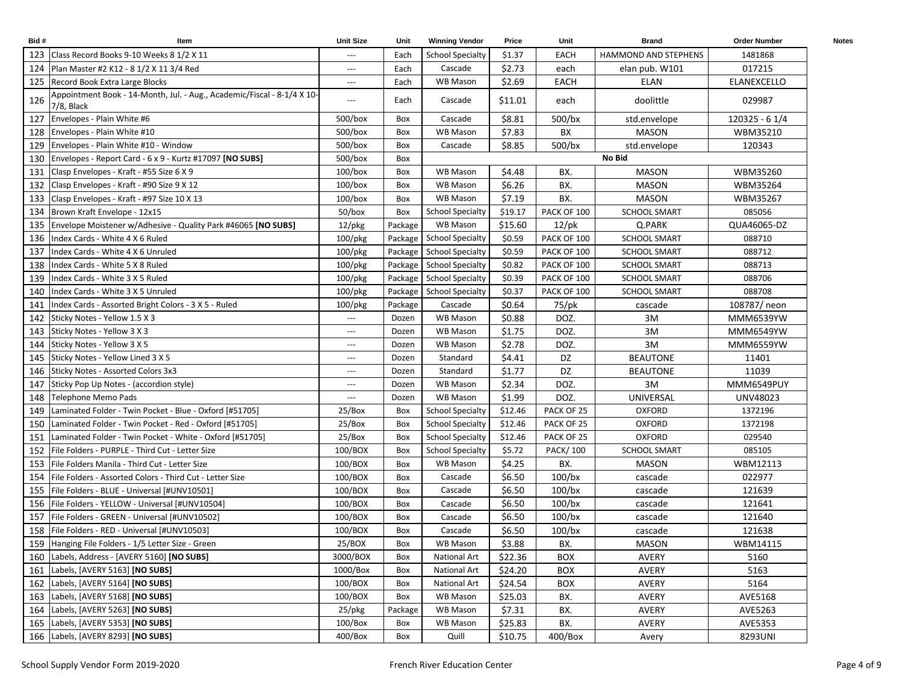| Bid # | Item | Unit Size | Unit | Winning Vendor | Price | Unit | Brand | Order Number | Notes |
|---|---|---|---|---|---|---|---|---|---|
| 123 | Class Record Books 9-10 Weeks 8 1/2 X 11 | --- | Each | School Specialty | $1.37 | EACH | HAMMOND AND STEPHENS | 1481868 | |
| 124 | Plan Master #2 K12 - 8 1/2 X 11 3/4 Red | --- | Each | Cascade | $2.73 | each | elan pub. W101 | 017215 | |
| 125 | Record Book Extra Large Blocks | --- | Each | WB Mason | $2.69 | EACH | ELAN | ELANEXCELLO | |
| 126 | Appointment Book - 14-Month, Jul. - Aug., Academic/Fiscal - 8-1/4 X 10-7/8, Black | --- | Each | Cascade | $11.01 | each | doolittle | 029987 | |
| 127 | Envelopes - Plain White #6 | 500/box | Box | Cascade | $8.81 | 500/bx | std.envelope | 120325 - 6 1/4 | |
| 128 | Envelopes - Plain White #10 | 500/box | Box | WB Mason | $7.83 | BX | MASON | WBM35210 | |
| 129 | Envelopes - Plain White #10 - Window | 500/box | Box | Cascade | $8.85 | 500/bx | std.envelope | 120343 | |
| 130 | Envelopes - Report Card - 6 x 9 - Kurtz #17097 **[NO SUBS]** | 500/box | Box | | | | **No Bid** | | |
| 131 | Clasp Envelopes - Kraft - #55 Size 6 X 9 | 100/box | Box | WB Mason | $4.48 | BX. | MASON | WBM35260 | |
| 132 | Clasp Envelopes - Kraft - #90 Size 9 X 12 | 100/box | Box | WB Mason | $6.26 | BX. | MASON | WBM35264 | |
| 133 | Clasp Envelopes - Kraft - #97 Size 10 X 13 | 100/box | Box | WB Mason | $7.19 | BX. | MASON | WBM35267 | |
| 134 | Brown Kraft Envelope - 12x15 | 50/box | Box | School Specialty | $19.17 | PACK OF 100 | SCHOOL SMART | 085056 | |
| 135 | Envelope Moistener w/Adhesive - Quality Park #46065 **[NO SUBS]** | 12/pkg | Package | WB Mason | $15.60 | 12/pk | Q.PARK | QUA46065-DZ | |
| 136 | Index Cards - White 4 X 6 Ruled | 100/pkg | Package | School Specialty | $0.59 | PACK OF 100 | SCHOOL SMART | 088710 | |
| 137 | Index Cards - White 4 X 6 Unruled | 100/pkg | Package | School Specialty | $0.59 | PACK OF 100 | SCHOOL SMART | 088712 | |
| 138 | Index Cards - White 5 X 8 Ruled | 100/pkg | Package | School Specialty | $0.82 | PACK OF 100 | SCHOOL SMART | 088713 | |
| 139 | Index Cards - White 3 X 5 Ruled | 100/pkg | Package | School Specialty | $0.39 | PACK OF 100 | SCHOOL SMART | 088706 | |
| 140 | Index Cards - White 3 X 5 Unruled | 100/pkg | Package | School Specialty | $0.37 | PACK OF 100 | SCHOOL SMART | 088708 | |
| 141 | Index Cards - Assorted Bright Colors - 3 X 5 - Ruled | 100/pkg | Package | Cascade | $0.64 | 75/pk | cascade | 108787/ neon | |
| 142 | Sticky Notes - Yellow 1.5 X 3 | --- | Dozen | WB Mason | $0.88 | DOZ. | 3M | MMM6539YW | |
| 143 | Sticky Notes - Yellow 3 X 3 | --- | Dozen | WB Mason | $1.75 | DOZ. | 3M | MMM6549YW | |
| 144 | Sticky Notes - Yellow 3 X 5 | --- | Dozen | WB Mason | $2.78 | DOZ. | 3M | MMM6559YW | |
| 145 | Sticky Notes - Yellow Lined 3 X 5 | --- | Dozen | Standard | $4.41 | DZ | BEAUTONE | 11401 | |
| 146 | Sticky Notes - Assorted Colors 3x3 | --- | Dozen | Standard | $1.77 | DZ | BEAUTONE | 11039 | |
| 147 | Sticky Pop Up Notes - (accordion style) | --- | Dozen | WB Mason | $2.34 | DOZ. | 3M | MMM6549PUY | |
| 148 | Telephone Memo Pads | --- | Dozen | WB Mason | $1.99 | DOZ. | UNIVERSAL | UNV48023 | |
| 149 | Laminated Folder - Twin Pocket - Blue - Oxford [#51705] | 25/Box | Box | School Specialty | $12.46 | PACK OF 25 | OXFORD | 1372196 | |
| 150 | Laminated Folder - Twin Pocket - Red - Oxford [#51705] | 25/Box | Box | School Specialty | $12.46 | PACK OF 25 | OXFORD | 1372198 | |
| 151 | Laminated Folder - Twin Pocket - White - Oxford [#51705] | 25/Box | Box | School Specialty | $12.46 | PACK OF 25 | OXFORD | 029540 | |
| 152 | File Folders - PURPLE - Third Cut - Letter Size | 100/BOX | Box | School Specialty | $5.72 | PACK/ 100 | SCHOOL SMART | 085105 | |
| 153 | File Folders Manila - Third Cut - Letter Size | 100/BOX | Box | WB Mason | $4.25 | BX. | MASON | WBM12113 | |
| 154 | File Folders - Assorted Colors - Third Cut - Letter Size | 100/BOX | Box | Cascade | $6.50 | 100/bx | cascade | 022977 | |
| 155 | File Folders - BLUE - Universal [#UNV10501] | 100/BOX | Box | Cascade | $6.50 | 100/bx | cascade | 121639 | |
| 156 | File Folders - YELLOW - Universal [#UNV10504] | 100/BOX | Box | Cascade | $6.50 | 100/bx | cascade | 121641 | |
| 157 | File Folders - GREEN - Universal [#UNV10502] | 100/BOX | Box | Cascade | $6.50 | 100/bx | cascade | 121640 | |
| 158 | File Folders - RED - Universal [#UNV10503] | 100/BOX | Box | Cascade | $6.50 | 100/bx | cascade | 121638 | |
| 159 | Hanging File Folders - 1/5 Letter Size - Green | 25/BOX | Box | WB Mason | $3.88 | BX. | MASON | WBM14115 | |
| 160 | Labels, Address - [AVERY 5160] **[NO SUBS]** | 3000/BOX | Box | National Art | $22.36 | BOX | AVERY | 5160 | |
| 161 | Labels, [AVERY 5163] **[NO SUBS]** | 1000/Box | Box | National Art | $24.20 | BOX | AVERY | 5163 | |
| 162 | Labels, [AVERY 5164] **[NO SUBS]** | 100/BOX | Box | National Art | $24.54 | BOX | AVERY | 5164 | |
| 163 | Labels, [AVERY 5168] **[NO SUBS]** | 100/BOX | Box | WB Mason | $25.03 | BX. | AVERY | AVE5168 | |
| 164 | Labels, [AVERY 5263] **[NO SUBS]** | 25/pkg | Package | WB Mason | $7.31 | BX. | AVERY | AVE5263 | |
| 165 | Labels, [AVERY 5353] **[NO SUBS]** | 100/Box | Box | WB Mason | $25.83 | BX. | AVERY | AVE5353 | |
| 166 | Labels, [AVERY 8293] **[NO SUBS]** | 400/Box | Box | Quill | $10.75 | 400/Box | Avery | 8293UNI | |

School Supply Vendor Form 2019-2020 French River Education Center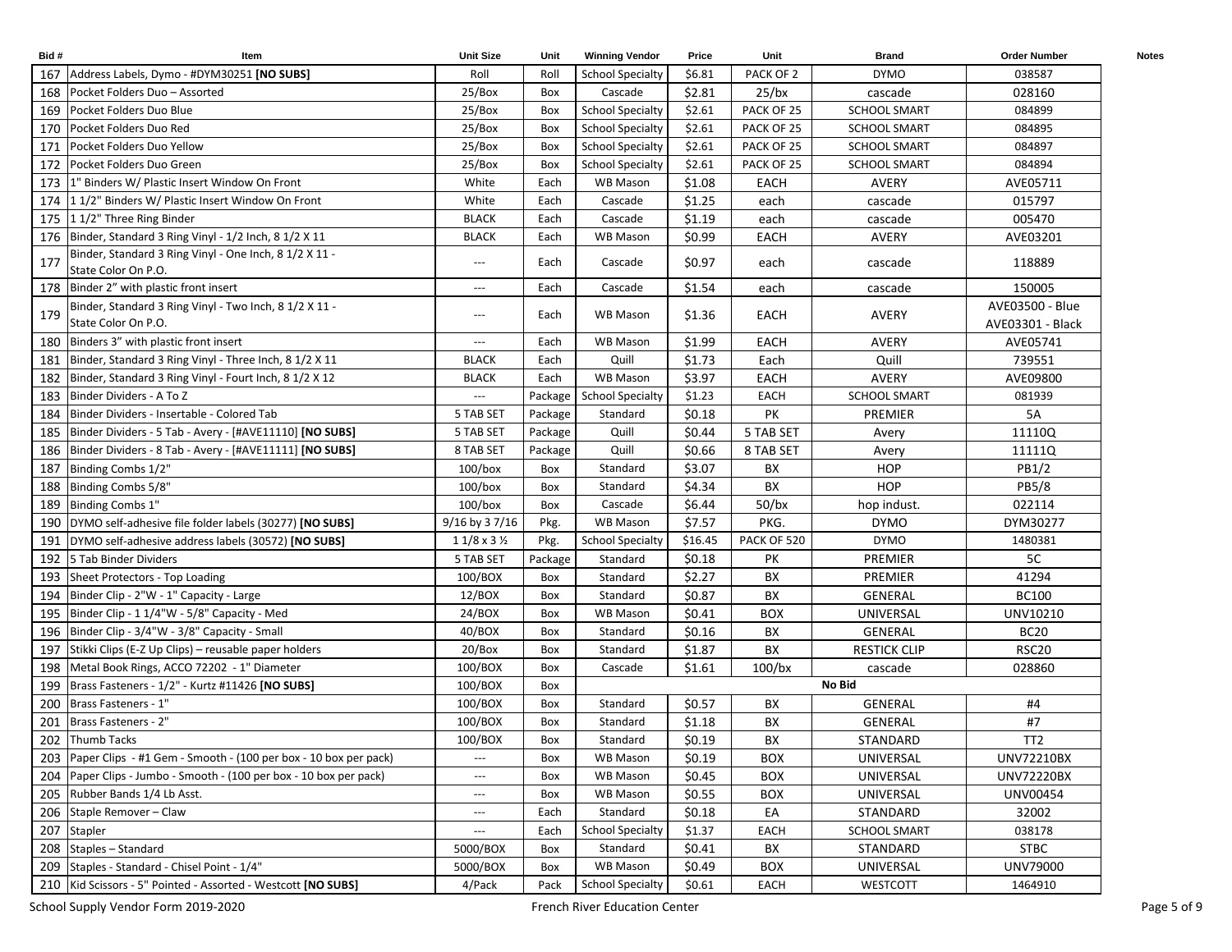| Bid # | Item | Unit Size | Unit | Winning Vendor | Price | Unit | Brand | Order Number | Notes |
|---|---|---|---|---|---|---|---|---|---|
| 167 | Address Labels, Dymo - #DYM30251 **[NO SUBS]** | Roll | Roll | School Specialty | $6.81 | PACK OF 2 | DYMO | 038587 | |
| 168 | Pocket Folders Duo – Assorted | 25/Box | Box | Cascade | $2.81 | 25/bx | cascade | 028160 | |
| 169 | Pocket Folders Duo Blue | 25/Box | Box | School Specialty | $2.61 | PACK OF 25 | SCHOOL SMART | 084899 | |
| 170 | Pocket Folders Duo Red | 25/Box | Box | School Specialty | $2.61 | PACK OF 25 | SCHOOL SMART | 084895 | |
| 171 | Pocket Folders Duo Yellow | 25/Box | Box | School Specialty | $2.61 | PACK OF 25 | SCHOOL SMART | 084897 | |
| 172 | Pocket Folders Duo Green | 25/Box | Box | School Specialty | $2.61 | PACK OF 25 | SCHOOL SMART | 084894 | |
| 173 | 1" Binders W/ Plastic Insert Window On Front | White | Each | WB Mason | $1.08 | EACH | AVERY | AVE05711 | |
| 174 | 1 1/2" Binders W/ Plastic Insert Window On Front | White | Each | Cascade | $1.25 | each | cascade | 015797 | |
| 175 | 1 1/2" Three Ring Binder | BLACK | Each | Cascade | $1.19 | each | cascade | 005470 | |
| 176 | Binder, Standard 3 Ring Vinyl - 1/2 Inch, 8 1/2 X 11 | BLACK | Each | WB Mason | $0.99 | EACH | AVERY | AVE03201 | |
| 177 | Binder, Standard 3 Ring Vinyl - One Inch, 8 1/2 X 11 - State Color On P.O. | --- | Each | Cascade | $0.97 | each | cascade | 118889 | |
| 178 | Binder 2" with plastic front insert | --- | Each | Cascade | $1.54 | each | cascade | 150005 | |
| 179 | Binder, Standard 3 Ring Vinyl - Two Inch, 8 1/2 X 11 - State Color On P.O. | --- | Each | WB Mason | $1.36 | EACH | AVERY | AVE03500 - Blue AVE03301 - Black | |
| 180 | Binders 3" with plastic front insert | --- | Each | WB Mason | $1.99 | EACH | AVERY | AVE05741 | |
| 181 | Binder, Standard 3 Ring Vinyl - Three Inch, 8 1/2 X 11 | BLACK | Each | Quill | $1.73 | Each | Quill | 739551 | |
| 182 | Binder, Standard 3 Ring Vinyl - Fourt Inch, 8 1/2 X 12 | BLACK | Each | WB Mason | $3.97 | EACH | AVERY | AVE09800 | |
| 183 | Binder Dividers - A To Z | --- | Package | School Specialty | $1.23 | EACH | SCHOOL SMART | 081939 | |
| 184 | Binder Dividers - Insertable - Colored Tab | 5 TAB SET | Package | Standard | $0.18 | PK | PREMIER | 5A | |
| 185 | Binder Dividers - 5 Tab - Avery - [#AVE11110] **[NO SUBS]** | 5 TAB SET | Package | Quill | $0.44 | 5 TAB SET | Avery | 11110Q | |
| 186 | Binder Dividers - 8 Tab - Avery - [#AVE11111] **[NO SUBS]** | 8 TAB SET | Package | Quill | $0.66 | 8 TAB SET | Avery | 11111Q | |
| 187 | Binding Combs 1/2" | 100/box | Box | Standard | $3.07 | BX | HOP | PB1/2 | |
| 188 | Binding Combs 5/8" | 100/box | Box | Standard | $4.34 | BX | HOP | PB5/8 | |
| 189 | Binding Combs 1" | 100/box | Box | Cascade | $6.44 | 50/bx | hop indust. | 022114 | |
| 190 | DYMO self-adhesive file folder labels (30277) **[NO SUBS]** | 9/16 by 3 7/16 | Pkg. | WB Mason | $7.57 | PKG. | DYMO | DYM30277 | |
| 191 | DYMO self-adhesive address labels (30572) **[NO SUBS]** | 1 1/8 x 3 ½ | Pkg. | School Specialty | $16.45 | PACK OF 520 | DYMO | 1480381 | |
| 192 | 5 Tab Binder Dividers | 5 TAB SET | Package | Standard | $0.18 | PK | PREMIER | 5C | |
| 193 | Sheet Protectors - Top Loading | 100/BOX | Box | Standard | $2.27 | BX | PREMIER | 41294 | |
| 194 | Binder Clip - 2"W - 1" Capacity - Large | 12/BOX | Box | Standard | $0.87 | BX | GENERAL | BC100 | |
| 195 | Binder Clip - 1 1/4"W - 5/8" Capacity - Med | 24/BOX | Box | WB Mason | $0.41 | BOX | UNIVERSAL | UNV10210 | |
| 196 | Binder Clip - 3/4"W - 3/8" Capacity - Small | 40/BOX | Box | Standard | $0.16 | BX | GENERAL | BC20 | |
| 197 | Stikki Clips (E-Z Up Clips) – reusable paper holders | 20/Box | Box | Standard | $1.87 | BX | RESTICK CLIP | RSC20 | |
| 198 | Metal Book Rings, ACCO 72202 - 1" Diameter | 100/BOX | Box | Cascade | $1.61 | 100/bx | cascade | 028860 | |
| 199 | Brass Fasteners - 1/2" - Kurtz #11426 **[NO SUBS]** | 100/BOX | Box | | | | **No Bid** | | |
| 200 | Brass Fasteners - 1" | 100/BOX | Box | Standard | $0.57 | BX | GENERAL | #4 | |
| 201 | Brass Fasteners - 2" | 100/BOX | Box | Standard | $1.18 | BX | GENERAL | #7 | |
| 202 | Thumb Tacks | 100/BOX | Box | Standard | $0.19 | BX | STANDARD | TT2 | |
| 203 | Paper Clips - #1 Gem - Smooth - (100 per box - 10 box per pack) | --- | Box | WB Mason | $0.19 | BOX | UNIVERSAL | UNV72210BX | |
| 204 | Paper Clips - Jumbo - Smooth - (100 per box - 10 box per pack) | --- | Box | WB Mason | $0.45 | BOX | UNIVERSAL | UNV72220BX | |
| 205 | Rubber Bands 1/4 Lb Asst. | --- | Box | WB Mason | $0.55 | BOX | UNIVERSAL | UNV00454 | |
| 206 | Staple Remover – Claw | --- | Each | Standard | $0.18 | EA | STANDARD | 32002 | |
| 207 | Stapler | --- | Each | School Specialty | $1.37 | EACH | SCHOOL SMART | 038178 | |
| 208 | Staples – Standard | 5000/BOX | Box | Standard | $0.41 | BX | STANDARD | STBC | |
| 209 | Staples - Standard - Chisel Point - 1/4" | 5000/BOX | Box | WB Mason | $0.49 | BOX | UNIVERSAL | UNV79000 | |
| 210 | Kid Scissors - 5" Pointed - Assorted - Westcott **[NO SUBS]** | 4/Pack | Pack | School Specialty | $0.61 | EACH | WESTCOTT | 1464910 | |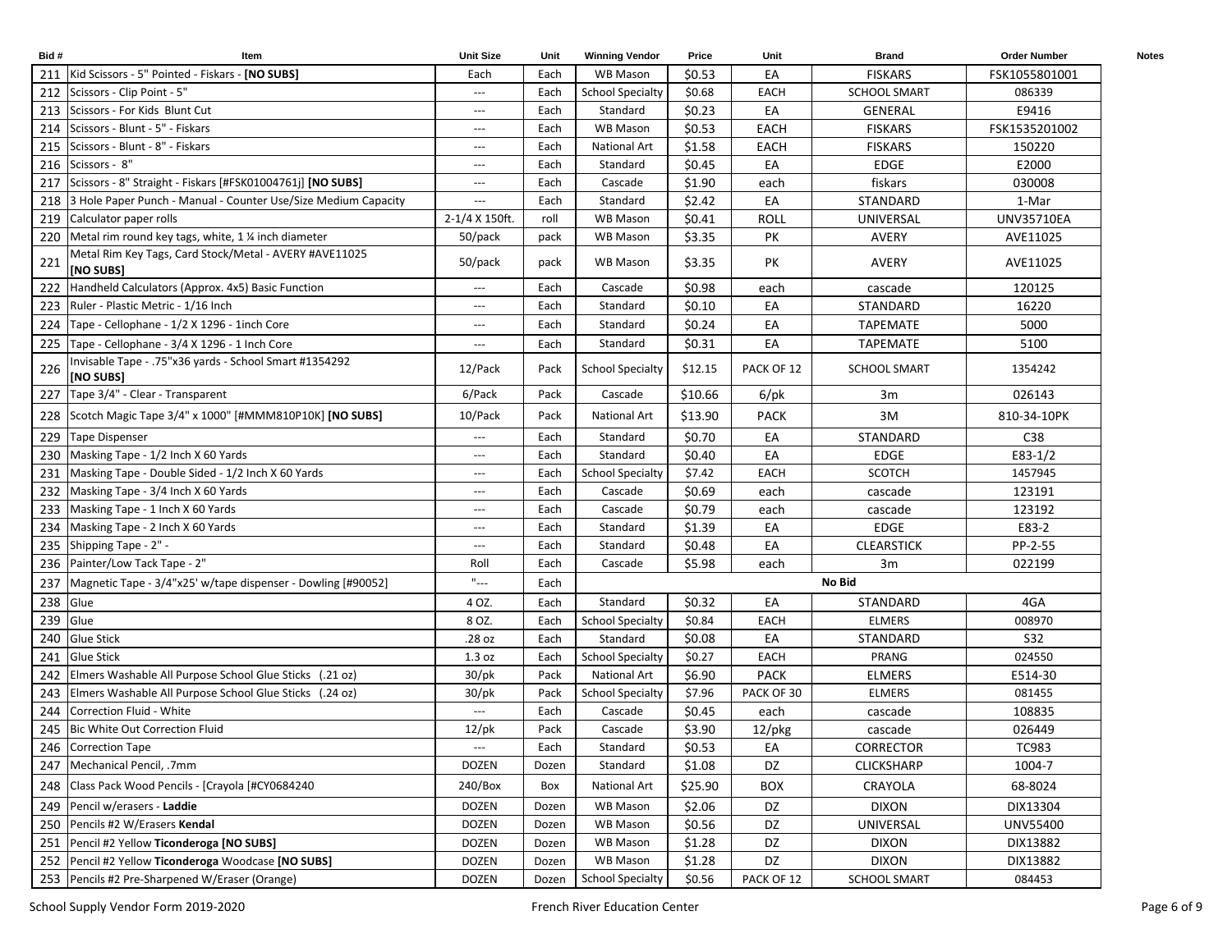| Bid # | Item | Unit Size | Unit | Winning Vendor | Price | Unit | Brand | Order Number | Notes |
|---|---|---|---|---|---|---|---|---|---|
| 211 | Kid Scissors - 5" Pointed - Fiskars - **[NO SUBS]** | Each | Each | WB Mason | $0.53 | EA | FISKARS | FSK1055801001 | |
| 212 | Scissors - Clip Point - 5" | --- | Each | School Specialty | $0.68 | EACH | SCHOOL SMART | 086339 | |
| 213 | Scissors - For Kids Blunt Cut | --- | Each | Standard | $0.23 | EA | GENERAL | E9416 | |
| 214 | Scissors - Blunt - 5" - Fiskars | --- | Each | WB Mason | $0.53 | EACH | FISKARS | FSK1535201002 | |
| 215 | Scissors - Blunt - 8" - Fiskars | --- | Each | National Art | $1.58 | EACH | FISKARS | 150220 | |
| 216 | Scissors - 8" | --- | Each | Standard | $0.45 | EA | EDGE | E2000 | |
| 217 | Scissors - 8" Straight - Fiskars [#FSK01004761j] **[NO SUBS]** | --- | Each | Cascade | $1.90 | each | fiskars | 030008 | |
| 218 | 3 Hole Paper Punch - Manual - Counter Use/Size Medium Capacity | --- | Each | Standard | $2.42 | EA | STANDARD | 1-Mar | |
| 219 | Calculator paper rolls | 2-1/4 X 150ft. | roll | WB Mason | $0.41 | ROLL | UNIVERSAL | UNV35710EA | |
| 220 | Metal rim round key tags, white, 1 ¼ inch diameter | 50/pack | pack | WB Mason | $3.35 | PK | AVERY | AVE11025 | |
| 221 | Metal Rim Key Tags, Card Stock/Metal - AVERY #AVE11025 **[NO SUBS]** | 50/pack | pack | WB Mason | $3.35 | PK | AVERY | AVE11025 | |
| 222 | Handheld Calculators (Approx. 4x5) Basic Function | --- | Each | Cascade | $0.98 | each | cascade | 120125 | |
| 223 | Ruler - Plastic Metric - 1/16 Inch | --- | Each | Standard | $0.10 | EA | STANDARD | 16220 | |
| 224 | Tape - Cellophane - 1/2 X 1296 - 1inch Core | --- | Each | Standard | $0.24 | EA | TAPEMATE | 5000 | |
| 225 | Tape - Cellophane - 3/4 X 1296 - 1 Inch Core | --- | Each | Standard | $0.31 | EA | TAPEMATE | 5100 | |
| 226 | Invisable Tape - .75"x36 yards - School Smart #1354292 **[NO SUBS]** | 12/Pack | Pack | School Specialty | $12.15 | PACK OF 12 | SCHOOL SMART | 1354242 | |
| 227 | Tape 3/4" - Clear - Transparent | 6/Pack | Pack | Cascade | $10.66 | 6/pk | 3m | 026143 | |
| 228 | Scotch Magic Tape 3/4" x 1000" [#MMM810P10K] **[NO SUBS]** | 10/Pack | Pack | National Art | $13.90 | PACK | 3M | 810-34-10PK | |
| 229 | Tape Dispenser | --- | Each | Standard | $0.70 | EA | STANDARD | C38 | |
| 230 | Masking Tape - 1/2 Inch X 60 Yards | --- | Each | Standard | $0.40 | EA | EDGE | E83-1/2 | |
| 231 | Masking Tape - Double Sided - 1/2 Inch X 60 Yards | --- | Each | School Specialty | $7.42 | EACH | SCOTCH | 1457945 | |
| 232 | Masking Tape - 3/4 Inch X 60 Yards | --- | Each | Cascade | $0.69 | each | cascade | 123191 | |
| 233 | Masking Tape - 1 Inch X 60 Yards | --- | Each | Cascade | $0.79 | each | cascade | 123192 | |
| 234 | Masking Tape - 2 Inch X 60 Yards | --- | Each | Standard | $1.39 | EA | EDGE | E83-2 | |
| 235 | Shipping Tape - 2" - | --- | Each | Standard | $0.48 | EA | CLEARSTICK | PP-2-55 | |
| 236 | Painter/Low Tack Tape - 2" | Roll | Each | Cascade | $5.98 | each | 3m | 022199 | |
| 237 | Magnetic Tape - 3/4"x25' w/tape dispenser - Dowling [#90052] | "--- | Each | | | | **No Bid** | | |
| 238 | Glue | 4 OZ. | Each | Standard | $0.32 | EA | STANDARD | 4GA | |
| 239 | Glue | 8 OZ. | Each | School Specialty | $0.84 | EACH | ELMERS | 008970 | |
| 240 | Glue Stick | .28 oz | Each | Standard | $0.08 | EA | STANDARD | S32 | |
| 241 | Glue Stick | 1.3 oz | Each | School Specialty | $0.27 | EACH | PRANG | 024550 | |
| 242 | Elmers Washable All Purpose School Glue Sticks (.21 oz) | 30/pk | Pack | National Art | $6.90 | PACK | ELMERS | E514-30 | |
| 243 | Elmers Washable All Purpose School Glue Sticks (.24 oz) | 30/pk | Pack | School Specialty | $7.96 | PACK OF 30 | ELMERS | 081455 | |
| 244 | Correction Fluid - White | --- | Each | Cascade | $0.45 | each | cascade | 108835 | |
| 245 | Bic White Out Correction Fluid | 12/pk | Pack | Cascade | $3.90 | 12/pkg | cascade | 026449 | |
| 246 | Correction Tape | --- | Each | Standard | $0.53 | EA | CORRECTOR | TC983 | |
| 247 | Mechanical Pencil, .7mm | DOZEN | Dozen | Standard | $1.08 | DZ | CLICKSHARP | 1004-7 | |
| 248 | Class Pack Wood Pencils - [Crayola [#CY0684240 | 240/Box | Box | National Art | $25.90 | BOX | CRAYOLA | 68-8024 | |
| 249 | Pencil w/erasers - **Laddie** | DOZEN | Dozen | WB Mason | $2.06 | DZ | DIXON | DIX13304 | |
| 250 | Pencils #2 W/Erasers **Kendal** | DOZEN | Dozen | WB Mason | $0.56 | DZ | UNIVERSAL | UNV55400 | |
| 251 | Pencil #2 Yellow **Ticonderoga** [NO SUBS] | DOZEN | Dozen | WB Mason | $1.28 | DZ | DIXON | DIX13882 | |
| 252 | Pencil #2 Yellow **Ticonderoga** Woodcase **[NO SUBS]** | DOZEN | Dozen | WB Mason | $1.28 | DZ | DIXON | DIX13882 | |
| 253 | Pencils #2 Pre-Sharpened W/Eraser (Orange) | DOZEN | Dozen | School Specialty | $0.56 | PACK OF 12 | SCHOOL SMART | 084453 | |

School Supply Vendor Form 2019-2020 French River Education Center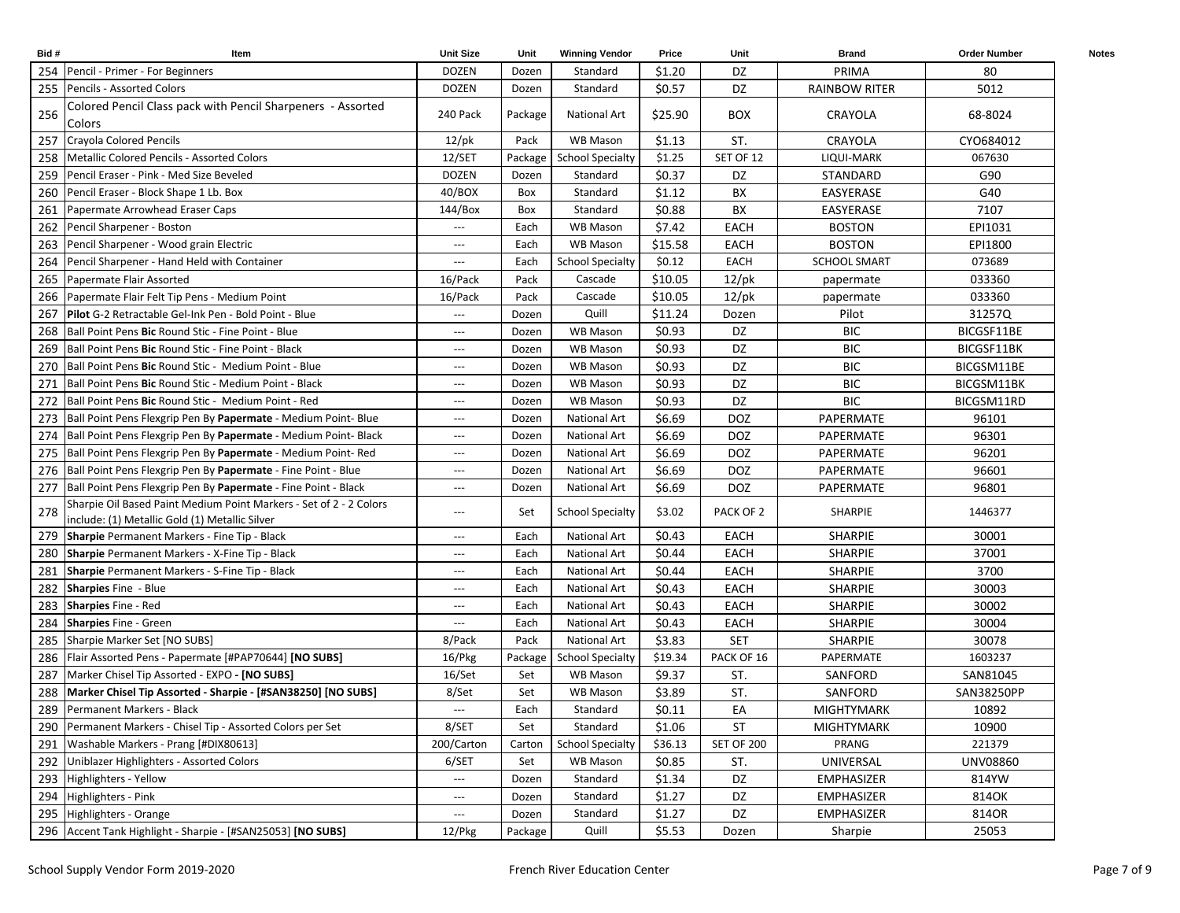| Bid # | Item | Unit Size | Unit | Winning Vendor | Price | Unit | Brand | Order Number | Notes |
|---|---|---|---|---|---|---|---|---|---|
| 254 | Pencil - Primer - For Beginners | DOZEN | Dozen | Standard | $1.20 | DZ | PRIMA | 80 | |
| 255 | Pencils - Assorted Colors | DOZEN | Dozen | Standard | $0.57 | DZ | RAINBOW RITER | 5012 | |
| 256 | Colored Pencil Class pack with Pencil Sharpeners - Assorted Colors | 240 Pack | Package | National Art | $25.90 | BOX | CRAYOLA | 68-8024 | |
| 257 | Crayola Colored Pencils | 12/pk | Pack | WB Mason | $1.13 | ST. | CRAYOLA | CYO684012 | |
| 258 | Metallic Colored Pencils - Assorted Colors | 12/SET | Package | School Specialty | $1.25 | SET OF 12 | LIQUI-MARK | 067630 | |
| 259 | Pencil Eraser - Pink - Med Size Beveled | DOZEN | Dozen | Standard | $0.37 | DZ | STANDARD | G90 | |
| 260 | Pencil Eraser - Block Shape 1 Lb. Box | 40/BOX | Box | Standard | $1.12 | BX | EASYERASE | G40 | |
| 261 | Papermate Arrowhead Eraser Caps | 144/Box | Box | Standard | $0.88 | BX | EASYERASE | 7107 | |
| 262 | Pencil Sharpener - Boston | --- | Each | WB Mason | $7.42 | EACH | BOSTON | EPI1031 | |
| 263 | Pencil Sharpener - Wood grain Electric | --- | Each | WB Mason | $15.58 | EACH | BOSTON | EPI1800 | |
| 264 | Pencil Sharpener - Hand Held with Container | --- | Each | School Specialty | $0.12 | EACH | SCHOOL SMART | 073689 | |
| 265 | Papermate Flair Assorted | 16/Pack | Pack | Cascade | $10.05 | 12/pk | papermate | 033360 | |
| 266 | Papermate Flair Felt Tip Pens - Medium Point | 16/Pack | Pack | Cascade | $10.05 | 12/pk | papermate | 033360 | |
| 267 | **Pilot** G-2 Retractable Gel-Ink Pen - Bold Point - Blue | --- | Dozen | Quill | $11.24 | Dozen | Pilot | 31257Q | |
| 268 | Ball Point Pens **Bic** Round Stic - Fine Point - Blue | --- | Dozen | WB Mason | $0.93 | DZ | BIC | BICGSF11BE | |
| 269 | Ball Point Pens **Bic** Round Stic - Fine Point - Black | --- | Dozen | WB Mason | $0.93 | DZ | BIC | BICGSF11BK | |
| 270 | Ball Point Pens **Bic** Round Stic - Medium Point - Blue | --- | Dozen | WB Mason | $0.93 | DZ | BIC | BICGSM11BE | |
| 271 | Ball Point Pens **Bic** Round Stic - Medium Point - Black | --- | Dozen | WB Mason | $0.93 | DZ | BIC | BICGSM11BK | |
| 272 | Ball Point Pens **Bic** Round Stic - Medium Point - Red | --- | Dozen | WB Mason | $0.93 | DZ | BIC | BICGSM11RD | |
| 273 | Ball Point Pens Flexgrip Pen By **Papermate** - Medium Point- Blue | --- | Dozen | National Art | $6.69 | DOZ | PAPERMATE | 96101 | |
| 274 | Ball Point Pens Flexgrip Pen By **Papermate** - Medium Point- Black | --- | Dozen | National Art | $6.69 | DOZ | PAPERMATE | 96301 | |
| 275 | Ball Point Pens Flexgrip Pen By **Papermate** - Medium Point- Red | --- | Dozen | National Art | $6.69 | DOZ | PAPERMATE | 96201 | |
| 276 | Ball Point Pens Flexgrip Pen By **Papermate** - Fine Point - Blue | --- | Dozen | National Art | $6.69 | DOZ | PAPERMATE | 96601 | |
| 277 | Ball Point Pens Flexgrip Pen By **Papermate** - Fine Point - Black | --- | Dozen | National Art | $6.69 | DOZ | PAPERMATE | 96801 | |
| 278 | Sharpie Oil Based Paint Medium Point Markers - Set of 2 - 2 Colors include: (1) Metallic Gold (1) Metallic Silver | --- | Set | School Specialty | $3.02 | PACK OF 2 | SHARPIE | 1446377 | |
| 279 | **Sharpie** Permanent Markers - Fine Tip - Black | --- | Each | National Art | $0.43 | EACH | SHARPIE | 30001 | |
| 280 | **Sharpie** Permanent Markers - X-Fine Tip - Black | --- | Each | National Art | $0.44 | EACH | SHARPIE | 37001 | |
| 281 | **Sharpie** Permanent Markers - S-Fine Tip - Black | --- | Each | National Art | $0.44 | EACH | SHARPIE | 3700 | |
| 282 | **Sharpies** Fine - Blue | --- | Each | National Art | $0.43 | EACH | SHARPIE | 30003 | |
| 283 | **Sharpies** Fine - Red | --- | Each | National Art | $0.43 | EACH | SHARPIE | 30002 | |
| 284 | **Sharpies** Fine - Green | --- | Each | National Art | $0.43 | EACH | SHARPIE | 30004 | |
| 285 | Sharpie Marker Set [NO SUBS] | 8/Pack | Pack | National Art | $3.83 | SET | SHARPIE | 30078 | |
| 286 | Flair Assorted Pens - Papermate [#PAP70644] **[NO SUBS]** | 16/Pkg | Package | School Specialty | $19.34 | PACK OF 16 | PAPERMATE | 1603237 | |
| 287 | Marker Chisel Tip Assorted - EXPO **- [NO SUBS]** | 16/Set | Set | WB Mason | $9.37 | ST. | SANFORD | SAN81045 | |
| 288 | **Marker Chisel Tip Assorted - Sharpie - [#SAN38250] [NO SUBS]** | 8/Set | Set | WB Mason | $3.89 | ST. | SANFORD | SAN38250PP | |
| 289 | Permanent Markers - Black | --- | Each | Standard | $0.11 | EA | MIGHTYMARK | 10892 | |
| 290 | Permanent Markers - Chisel Tip - Assorted Colors per Set | 8/SET | Set | Standard | $1.06 | ST | MIGHTYMARK | 10900 | |
| 291 | Washable Markers - Prang [#DIX80613] | 200/Carton | Carton | School Specialty | $36.13 | SET OF 200 | PRANG | 221379 | |
| 292 | Uniblazer Highlighters - Assorted Colors | 6/SET | Set | WB Mason | $0.85 | ST. | UNIVERSAL | UNV08860 | |
| 293 | Highlighters - Yellow | --- | Dozen | Standard | $1.34 | DZ | EMPHASIZER | 814YW | |
| 294 | Highlighters - Pink | --- | Dozen | Standard | $1.27 | DZ | EMPHASIZER | 814OK | |
| 295 | Highlighters - Orange | --- | Dozen | Standard | $1.27 | DZ | EMPHASIZER | 814OR | |
| 296 | Accent Tank Highlight - Sharpie - [#SAN25053] **[NO SUBS]** | 12/Pkg | Package | Quill | $5.53 | Dozen | Sharpie | 25053 | |

School Supply Vendor Form 2019-2020 French River Education Center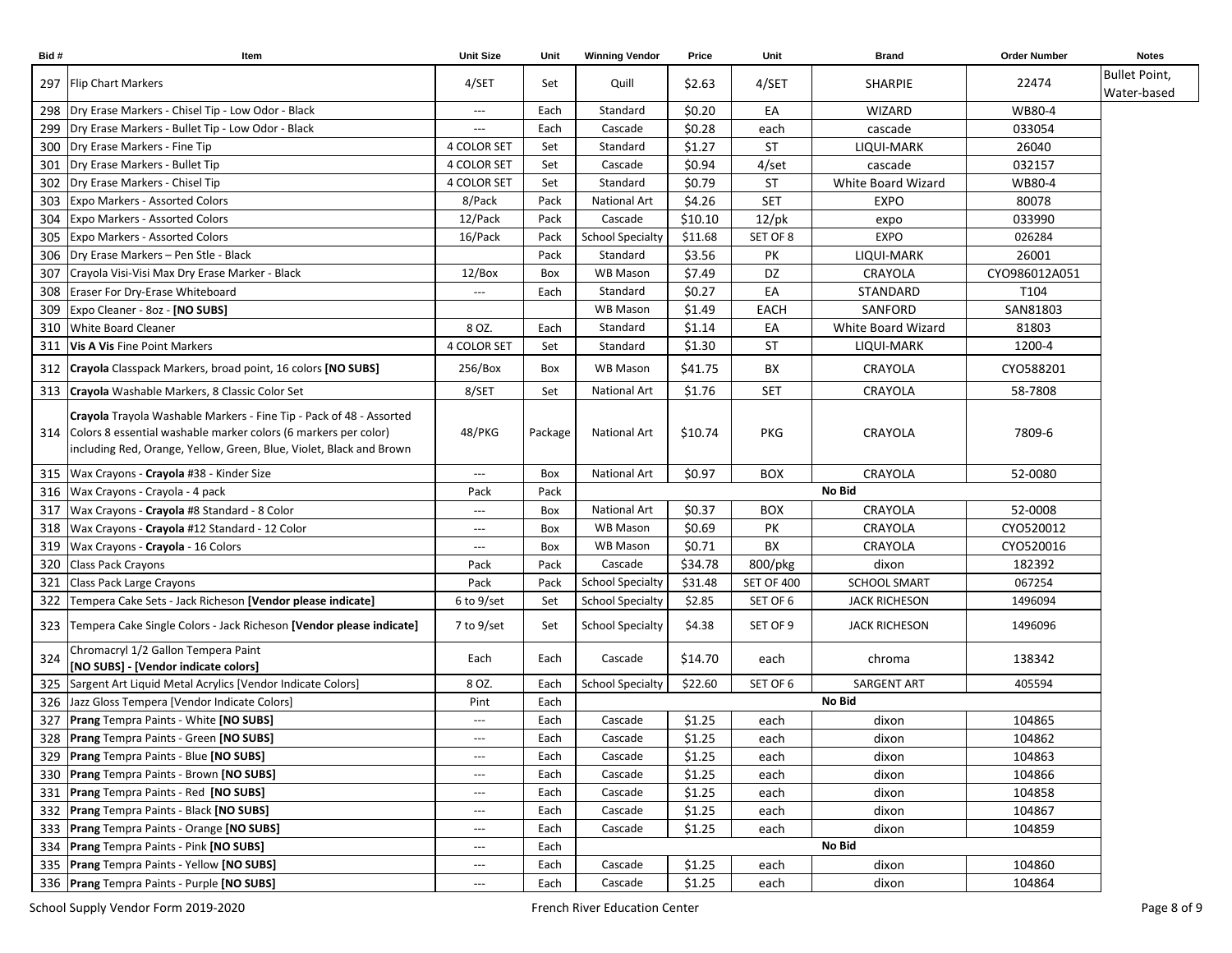| Bid # | Item | Unit Size | Unit | Winning Vendor | Price | Unit | Brand | Order Number | Notes |
|---|---|---|---|---|---|---|---|---|---|
| 297 | Flip Chart Markers | 4/SET | Set | Quill | $2.63 | 4/SET | SHARPIE | 22474 | Bullet Point, Water-based |
| 298 | Dry Erase Markers - Chisel Tip - Low Odor - Black | --- | Each | Standard | $0.20 | EA | WIZARD | WB80-4 | |
| 299 | Dry Erase Markers - Bullet Tip - Low Odor - Black | --- | Each | Cascade | $0.28 | each | cascade | 033054 | |
| 300 | Dry Erase Markers - Fine Tip | 4 COLOR SET | Set | Standard | $1.27 | ST | LIQUI-MARK | 26040 | |
| 301 | Dry Erase Markers - Bullet Tip | 4 COLOR SET | Set | Cascade | $0.94 | 4/set | cascade | 032157 | |
| 302 | Dry Erase Markers - Chisel Tip | 4 COLOR SET | Set | Standard | $0.79 | ST | White Board Wizard | WB80-4 | |
| 303 | Expo Markers - Assorted Colors | 8/Pack | Pack | National Art | $4.26 | SET | EXPO | 80078 | |
| 304 | Expo Markers - Assorted Colors | 12/Pack | Pack | Cascade | $10.10 | 12/pk | expo | 033990 | |
| 305 | Expo Markers - Assorted Colors | 16/Pack | Pack | School Specialty | $11.68 | SET OF 8 | EXPO | 026284 | |
| 306 | Dry Erase Markers – Pen Stle - Black | | Pack | Standard | $3.56 | PK | LIQUI-MARK | 26001 | |
| 307 | Crayola Visi-Visi Max Dry Erase Marker - Black | 12/Box | Box | WB Mason | $7.49 | DZ | CRAYOLA | CYO986012A051 | |
| 308 | Eraser For Dry-Erase Whiteboard | --- | Each | Standard | $0.27 | EA | STANDARD | T104 | |
| 309 | Expo Cleaner - 8oz - **[NO SUBS]** | | | WB Mason | $1.49 | EACH | SANFORD | SAN81803 | |
| 310 | White Board Cleaner | 8 OZ. | Each | Standard | $1.14 | EA | White Board Wizard | 81803 | |
| 311 | **Vis A Vis** Fine Point Markers | 4 COLOR SET | Set | Standard | $1.30 | ST | LIQUI-MARK | 1200-4 | |
| 312 | **Crayola** Classpack Markers, broad point, 16 colors **[NO SUBS]** | 256/Box | Box | WB Mason | $41.75 | BX | CRAYOLA | CYO588201 | |
| 313 | **Crayola** Washable Markers, 8 Classic Color Set | 8/SET | Set | National Art | $1.76 | SET | CRAYOLA | 58-7808 | |
| 314 | **Crayola** Trayola Washable Markers - Fine Tip - Pack of 48 - Assorted Colors 8 essential washable marker colors (6 markers per color) including Red, Orange, Yellow, Green, Blue, Violet, Black and Brown | 48/PKG | Package | National Art | $10.74 | PKG | CRAYOLA | 7809-6 | |
| 315 | Wax Crayons - **Crayola** #38 - Kinder Size | --- | Box | National Art | $0.97 | BOX | CRAYOLA | 52-0080 | |
| 316 | Wax Crayons - Crayola - 4 pack | Pack | Pack | | | | **No Bid** | | |
| 317 | Wax Crayons - **Crayola** #8 Standard - 8 Color | --- | Box | National Art | $0.37 | BOX | CRAYOLA | 52-0008 | |
| 318 | Wax Crayons - **Crayola** #12 Standard - 12 Color | --- | Box | WB Mason | $0.69 | PK | CRAYOLA | CYO520012 | |
| 319 | Wax Crayons - **Crayola** - 16 Colors | --- | Box | WB Mason | $0.71 | BX | CRAYOLA | CYO520016 | |
| 320 | Class Pack Crayons | Pack | Pack | Cascade | $34.78 | 800/pkg | dixon | 182392 | |
| 321 | Class Pack Large Crayons | Pack | Pack | School Specialty | $31.48 | SET OF 400 | SCHOOL SMART | 067254 | |
| 322 | Tempera Cake Sets - Jack Richeson **[Vendor please indicate]** | 6 to 9/set | Set | School Specialty | $2.85 | SET OF 6 | JACK RICHESON | 1496094 | |
| 323 | Tempera Cake Single Colors - Jack Richeson **[Vendor please indicate]** | 7 to 9/set | Set | School Specialty | $4.38 | SET OF 9 | JACK RICHESON | 1496096 | |
| 324 | Chromacryl 1/2 Gallon Tempera Paint **[NO SUBS] - [Vendor indicate colors]** | Each | Each | Cascade | $14.70 | each | chroma | 138342 | |
| 325 | Sargent Art Liquid Metal Acrylics [Vendor Indicate Colors] | 8 OZ. | Each | School Specialty | $22.60 | SET OF 6 | SARGENT ART | 405594 | |
| 326 | Jazz Gloss Tempera [Vendor Indicate Colors] | Pint | Each | | | | **No Bid** | | |
| 327 | **Prang** Tempra Paints - White **[NO SUBS]** | --- | Each | Cascade | $1.25 | each | dixon | 104865 | |
| 328 | **Prang** Tempra Paints - Green **[NO SUBS]** | --- | Each | Cascade | $1.25 | each | dixon | 104862 | |
| 329 | **Prang** Tempra Paints - Blue **[NO SUBS]** | --- | Each | Cascade | $1.25 | each | dixon | 104863 | |
| 330 | **Prang** Tempra Paints - Brown **[NO SUBS]** | --- | Each | Cascade | $1.25 | each | dixon | 104866 | |
| 331 | **Prang** Tempra Paints - Red **[NO SUBS]** | --- | Each | Cascade | $1.25 | each | dixon | 104858 | |
| 332 | **Prang** Tempra Paints - Black **[NO SUBS]** | --- | Each | Cascade | $1.25 | each | dixon | 104867 | |
| 333 | **Prang** Tempra Paints - Orange **[NO SUBS]** | --- | Each | Cascade | $1.25 | each | dixon | 104859 | |
| 334 | **Prang** Tempra Paints - Pink **[NO SUBS]** | --- | Each | | | | **No Bid** | | |
| 335 | **Prang** Tempra Paints - Yellow **[NO SUBS]** | --- | Each | Cascade | $1.25 | each | dixon | 104860 | |
| 336 | **Prang** Tempra Paints - Purple **[NO SUBS]** | --- | Each | Cascade | $1.25 | each | dixon | 104864 | |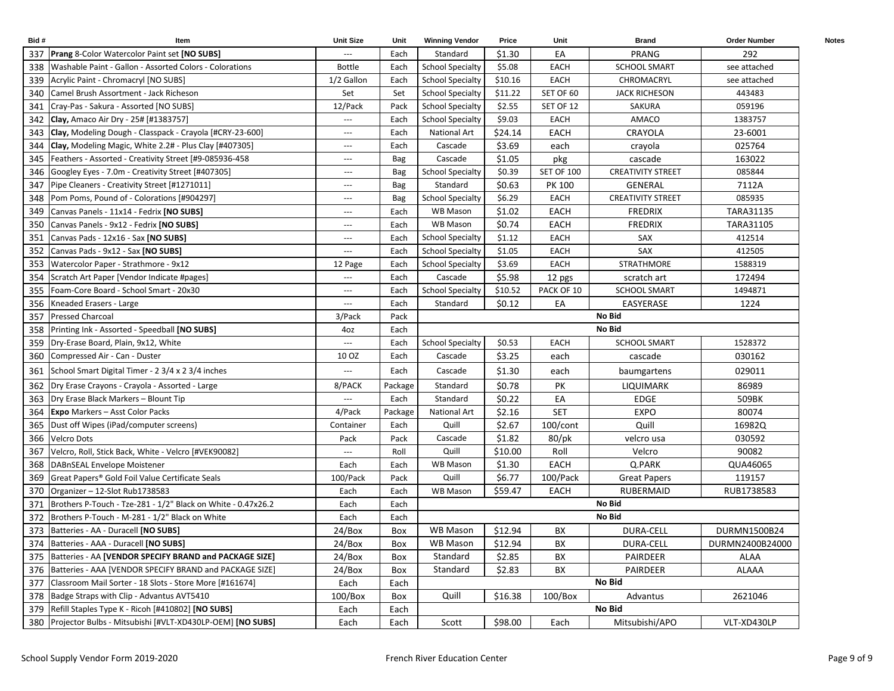| Bid # | Item | Unit Size | Unit | Winning Vendor | Price | Unit | Brand | Order Number | Notes |
|---|---|---|---|---|---|---|---|---|---|
| 337 | **Prang** 8-Color Watercolor Paint set **[NO SUBS]** | --- | Each | Standard | $1.30 | EA | PRANG | 292 | |
| 338 | Washable Paint - Gallon - Assorted Colors - Colorations | Bottle | Each | School Specialty | $5.08 | EACH | SCHOOL SMART | see attached | |
| 339 | Acrylic Paint - Chromacryl [NO SUBS] | 1/2 Gallon | Each | School Specialty | $10.16 | EACH | CHROMACRYL | see attached | |
| 340 | Camel Brush Assortment - Jack Richeson | Set | Set | School Specialty | $11.22 | SET OF 60 | JACK RICHESON | 443483 | |
| 341 | Cray-Pas - Sakura - Assorted [NO SUBS] | 12/Pack | Pack | School Specialty | $2.55 | SET OF 12 | SAKURA | 059196 | |
| 342 | **Clay,** Amaco Air Dry - 25# [#1383757] | --- | Each | School Specialty | $9.03 | EACH | AMACO | 1383757 | |
| 343 | **Clay,** Modeling Dough - Classpack - Crayola [#CRY-23-600] | --- | Each | National Art | $24.14 | EACH | CRAYOLA | 23-6001 | |
| 344 | **Clay,** Modeling Magic, White 2.2# - Plus Clay [#407305] | --- | Each | Cascade | $3.69 | each | crayola | 025764 | |
| 345 | Feathers - Assorted - Creativity Street [#9-085936-458 | --- | Bag | Cascade | $1.05 | pkg | cascade | 163022 | |
| 346 | Googley Eyes - 7.0m - Creativity Street [#407305] | --- | Bag | School Specialty | $0.39 | SET OF 100 | CREATIVITY STREET | 085844 | |
| 347 | Pipe Cleaners - Creativity Street [#1271011] | --- | Bag | Standard | $0.63 | PK 100 | GENERAL | 7112A | |
| 348 | Pom Poms, Pound of - Colorations [#904297] | --- | Bag | School Specialty | $6.29 | EACH | CREATIVITY STREET | 085935 | |
| 349 | Canvas Panels - 11x14 - Fedrix **[NO SUBS]** | --- | Each | WB Mason | $1.02 | EACH | FREDRIX | TARA31135 | |
| 350 | Canvas Panels - 9x12 - Fedrix **[NO SUBS]** | --- | Each | WB Mason | $0.74 | EACH | FREDRIX | TARA31105 | |
| 351 | Canvas Pads - 12x16 - Sax **[NO SUBS]** | --- | Each | School Specialty | $1.12 | EACH | SAX | 412514 | |
| 352 | Canvas Pads - 9x12 - Sax **[NO SUBS]** | --- | Each | School Specialty | $1.05 | EACH | SAX | 412505 | |
| 353 | Watercolor Paper - Strathmore - 9x12 | 12 Page | Each | School Specialty | $3.69 | EACH | STRATHMORE | 1588319 | |
| 354 | Scratch Art Paper [Vendor Indicate #pages] | --- | Each | Cascade | $5.98 | 12 pgs | scratch art | 172494 | |
| 355 | Foam-Core Board - School Smart - 20x30 | --- | Each | School Specialty | $10.52 | PACK OF 10 | SCHOOL SMART | 1494871 | |
| 356 | Kneaded Erasers - Large | --- | Each | Standard | $0.12 | EA | EASYERASE | 1224 | |
| 357 | Pressed Charcoal | 3/Pack | Pack | | | | **No Bid** | | |
| 358 | Printing Ink - Assorted - Speedball **[NO SUBS]** | 4oz | Each | | | | **No Bid** | | |
| 359 | Dry-Erase Board, Plain, 9x12, White | --- | Each | School Specialty | $0.53 | EACH | SCHOOL SMART | 1528372 | |
| 360 | Compressed Air - Can - Duster | 10 OZ | Each | Cascade | $3.25 | each | cascade | 030162 | |
| 361 | School Smart Digital Timer - 2 3/4 x 2 3/4 inches | --- | Each | Cascade | $1.30 | each | baumgartens | 029011 | |
| 362 | Dry Erase Crayons - Crayola - Assorted - Large | 8/PACK | Package | Standard | $0.78 | PK | LIQUIMARK | 86989 | |
| 363 | Dry Erase Black Markers – Blount Tip | --- | Each | Standard | $0.22 | EA | EDGE | 509BK | |
| 364 | **Expo** Markers – Asst Color Packs | 4/Pack | Package | National Art | $2.16 | SET | EXPO | 80074 | |
| 365 | Dust off Wipes (iPad/computer screens) | Container | Each | Quill | $2.67 | 100/cont | Quill | 16982Q | |
| 366 | Velcro Dots | Pack | Pack | Cascade | $1.82 | 80/pk | velcro usa | 030592 | |
| 367 | Velcro, Roll, Stick Back, White - Velcro [#VEK90082] | --- | Roll | Quill | $10.00 | Roll | Velcro | 90082 | |
| 368 | DABnSEAL Envelope Moistener | Each | Each | WB Mason | $1.30 | EACH | Q.PARK | QUA46065 | |
| 369 | Great Papers® Gold Foil Value Certificate Seals | 100/Pack | Pack | Quill | $6.77 | 100/Pack | Great Papers | 119157 | |
| 370 | Organizer – 12-Slot Rub1738583 | Each | Each | WB Mason | $59.47 | EACH | RUBERMAID | RUB1738583 | |
| 371 | Brothers P-Touch - Tze-281 - 1/2" Black on White - 0.47x26.2 | Each | Each | | | | **No Bid** | | |
| 372 | Brothers P-Touch - M-281 - 1/2" Black on White | Each | Each | | | | **No Bid** | | |
| 373 | Batteries - AA - Duracell **[NO SUBS]** | 24/Box | Box | WB Mason | $12.94 | BX | DURA-CELL | DURMN1500B24 | |
| 374 | Batteries - AAA - Duracell **[NO SUBS]** | 24/Box | Box | WB Mason | $12.94 | BX | DURA-CELL | DURMN2400B24000 | |
| 375 | Batteries - AA **[VENDOR SPECIFY BRAND and PACKAGE SIZE]** | 24/Box | Box | Standard | $2.85 | BX | PAIRDEER | ALAA | |
| 376 | Batteries - AAA [VENDOR SPECIFY BRAND and PACKAGE SIZE] | 24/Box | Box | Standard | $2.83 | BX | PAIRDEER | ALAAA | |
| 377 | Classroom Mail Sorter - 18 Slots - Store More [#161674] | Each | Each | | | | **No Bid** | | |
| 378 | Badge Straps with Clip - Advantus AVT5410 | 100/Box | Box | Quill | $16.38 | 100/Box | Advantus | 2621046 | |
| 379 | Refill Staples Type K - Ricoh [#410802] **[NO SUBS]** | Each | Each | | | | **No Bid** | | |
| 380 | Projector Bulbs - Mitsubishi [#VLT-XD430LP-OEM] **[NO SUBS]** | Each | Each | Scott | $98.00 | Each | Mitsubishi/APO | VLT-XD430LP | |

School Supply Vendor Form 2019-2020

French River Education Center